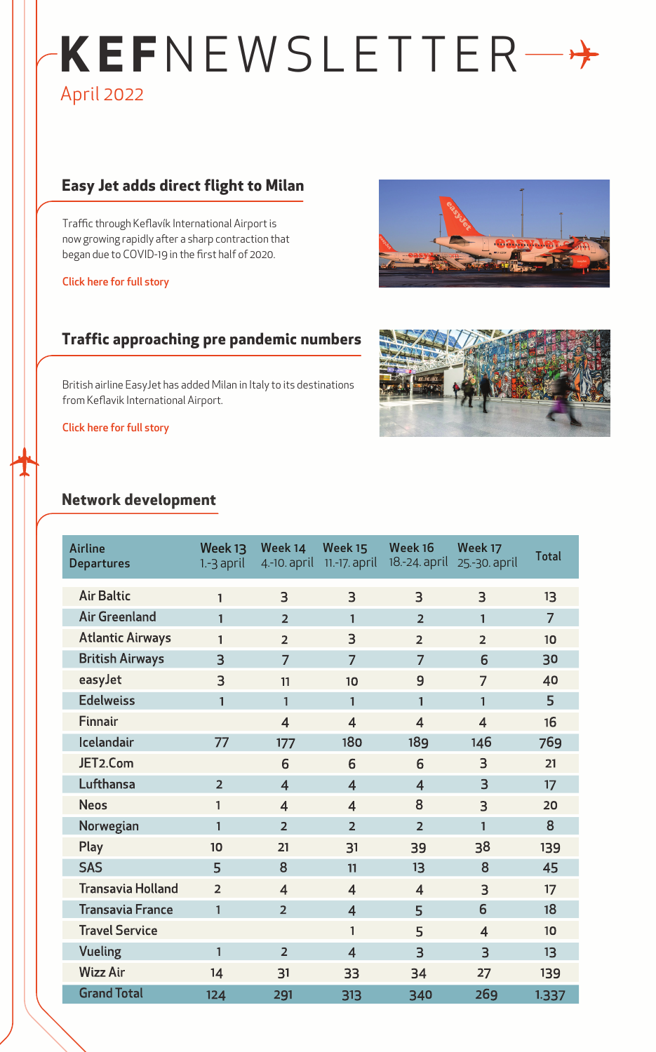# KEFNEWSLETTER

April 2022

## Easy Jet adds direct flight to Milan

Traffic through Keflavík International Airport is now growing rapidly after a sharp contraction that began due to COVID-19 in the first half of 2020.

Click here for full story

## Traffic approaching pre pandemic numbers

British airline EasyJet has added Milan in Italy to its destinations from Keflavik International Airport.

Click here for full story

## Network development

| Airline Departures | Week 13 1.-3 april | Week 14 4.-10. april | Week 15 11.-17. april | Week 16 18.-24. april | Week 17 25.-30. april | Total |
|---|---|---|---|---|---|---|
| Air Baltic | 1 | 3 | 3 | 3 | 3 | 13 |
| Air Greenland | 1 | 2 | 1 | 2 | 1 | 7 |
| Atlantic Airways | 1 | 2 | 3 | 2 | 2 | 10 |
| British Airways | 3 | 7 | 7 | 7 | 6 | 30 |
| easyJet | 3 | 11 | 10 | 9 | 7 | 40 |
| Edelweiss | 1 | 1 | 1 | 1 | 1 | 5 |
| Finnair | | 4 | 4 | 4 | 4 | 16 |
| Icelandair | 77 | 177 | 180 | 189 | 146 | 769 |
| JET2.Com | | 6 | 6 | 6 | 3 | 21 |
| Lufthansa | 2 | 4 | 4 | 4 | 3 | 17 |
| Neos | 1 | 4 | 4 | 8 | 3 | 20 |
| Norwegian | 1 | 2 | 2 | 2 | 1 | 8 |
| Play | 10 | 21 | 31 | 39 | 38 | 139 |
| SAS | 5 | 8 | 11 | 13 | 8 | 45 |
| Transavia Holland | 2 | 4 | 4 | 4 | 3 | 17 |
| Transavia France | 1 | 2 | 4 | 5 | 6 | 18 |
| Travel Service | | | 1 | 5 | 4 | 10 |
| Vueling | 1 | 2 | 4 | 3 | 3 | 13 |
| Wizz Air | 14 | 31 | 33 | 34 | 27 | 139 |
| Grand Total | 124 | 291 | 313 | 340 | 269 | 1.337 |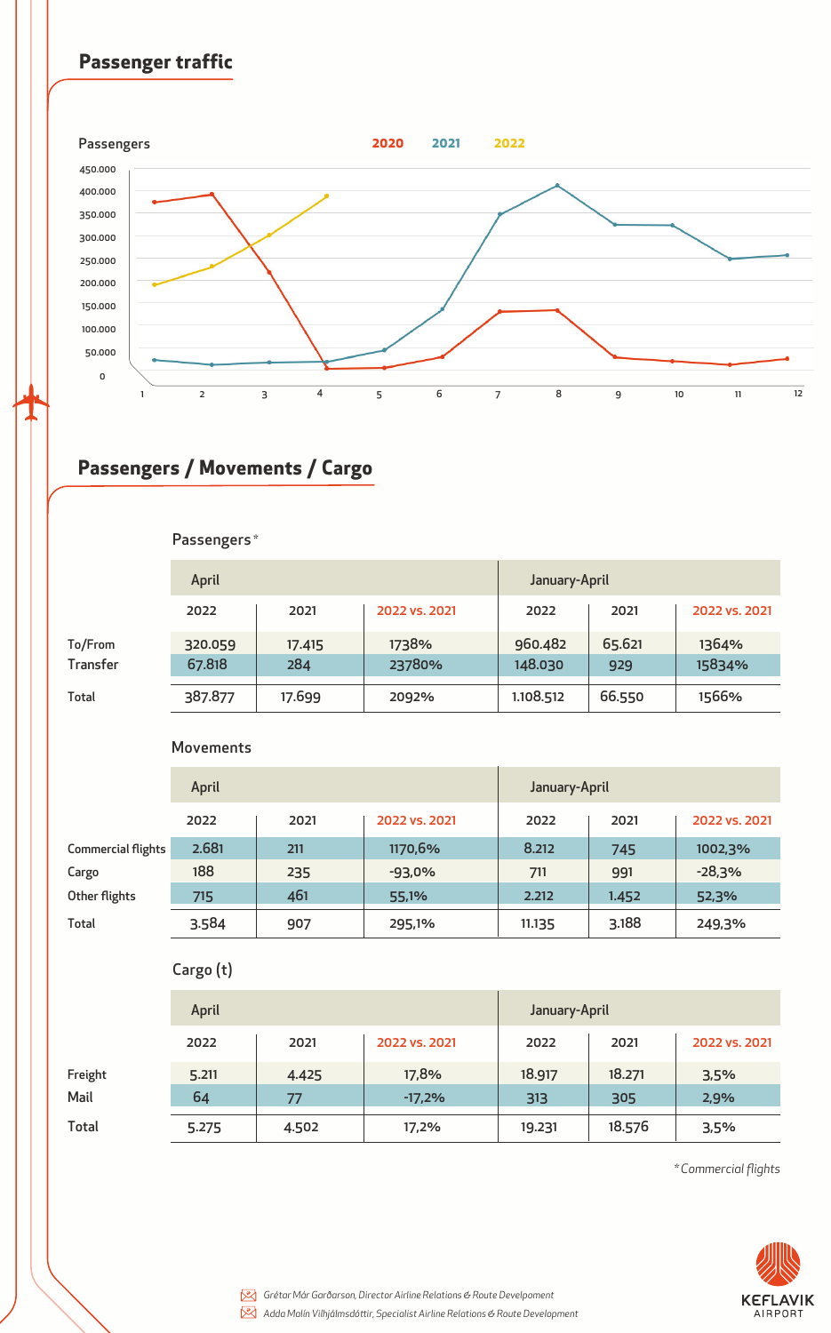## Passenger traffic

Passengers

2020 2021 2022

450.000
400.000
350.000
300.000
250.000
200.000
150.000
100.000
50.000
0

1 2 3 4 5 6 7 8 9 10 11 12

## Passengers / Movements / Cargo

Passengers*

| | April | | | January-April | | |
|---|---|---|---|---|---|---|
| | 2022 | 2021 | 2022 vs. 2021 | 2022 | 2021 | 2022 vs. 2021 |
| To/From | 320.059 | 17.415 | 1738% | 960.482 | 65.621 | 1364% |
| Transfer | 67.818 | 284 | 23780% | 148.030 | 929 | 15834% |
| Total | 387.877 | 17.699 | 2092% | 1.108.512 | 66.550 | 1566% |

Movements

| | April | | | January-April | | |
|---|---|---|---|---|---|---|
| | 2022 | 2021 | 2022 vs. 2021 | 2022 | 2021 | 2022 vs. 2021 |
| Commercial flights | 2.681 | 211 | 1170,6% | 8.212 | 745 | 1002,3% |
| Cargo | 188 | 235 | -93,0% | 711 | 991 | -28,3% |
| Other flights | 715 | 461 | 55,1% | 2.212 | 1.452 | 52,3% |
| Total | 3.584 | 907 | 295,1% | 11.135 | 3.188 | 249,3% |

Cargo (t)

| | April | | | January-April | | |
|---|---|---|---|---|---|---|
| | 2022 | 2021 | 2022 vs. 2021 | 2022 | 2021 | 2022 vs. 2021 |
| Freight | 5.211 | 4.425 | 17,8% | 18.917 | 18.271 | 3,5% |
| Mail | 64 | 77 | -17,2% | 313 | 305 | 2,9% |
| Total | 5.275 | 4.502 | 17,2% | 19.231 | 18.576 | 3,5% |

*Commercial flights*

*Grétar Már Garðarson, Director Airline Relations & Route Development*

*Adda Malín Vilhjálmsdóttir, Specialist Airline Relations & Route Development*

KEFLAVIK AIRPORT